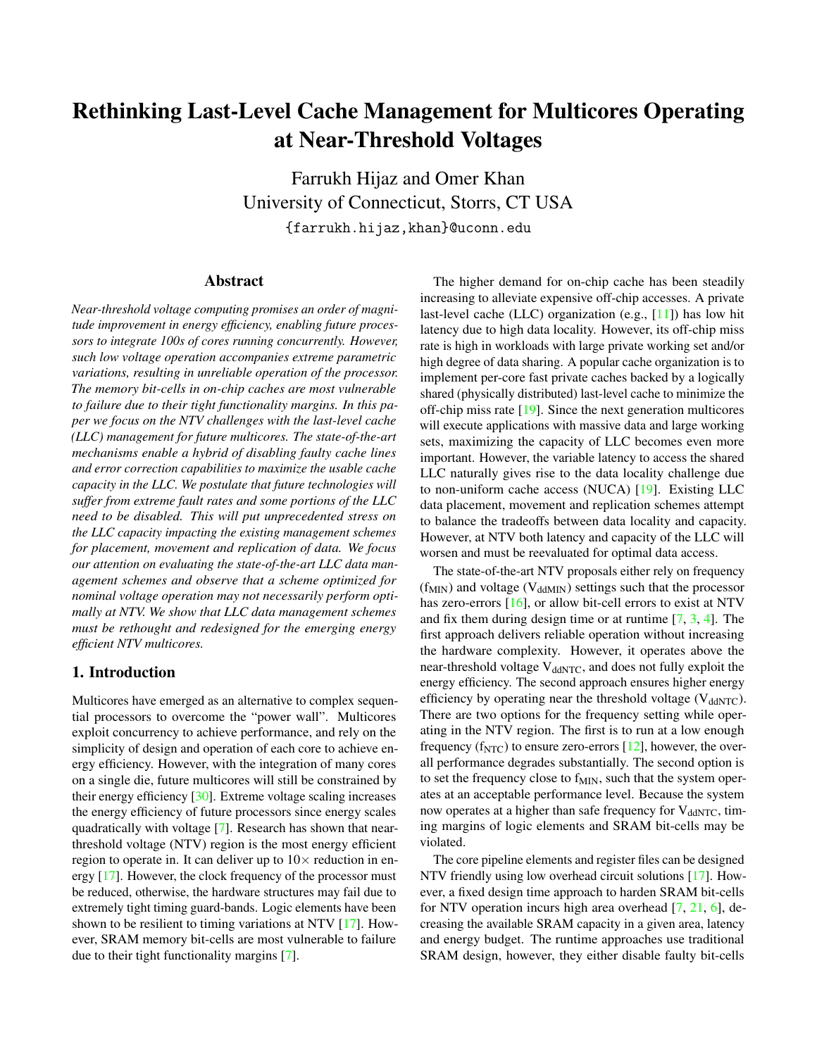# Rethinking Last-Level Cache Management for Multicores Operating at Near-Threshold Voltages

Farrukh Hijaz and Omer Khan
University of Connecticut, Storrs, CT USA
{farrukh.hijaz,khan}@uconn.edu

## Abstract

*Near-threshold voltage computing promises an order of magnitude improvement in energy efficiency, enabling future processors to integrate 100s of cores running concurrently. However, such low voltage operation accompanies extreme parametric variations, resulting in unreliable operation of the processor. The memory bit-cells in on-chip caches are most vulnerable to failure due to their tight functionality margins. In this paper we focus on the NTV challenges with the last-level cache (LLC) management for future multicores. The state-of-the-art mechanisms enable a hybrid of disabling faulty cache lines and error correction capabilities to maximize the usable cache capacity in the LLC. We postulate that future technologies will suffer from extreme fault rates and some portions of the LLC need to be disabled. This will put unprecedented stress on the LLC capacity impacting the existing management schemes for placement, movement and replication of data. We focus our attention on evaluating the state-of-the-art LLC data management schemes and observe that a scheme optimized for nominal voltage operation may not necessarily perform optimally at NTV. We show that LLC data management schemes must be rethought and redesigned for the emerging energy efficient NTV multicores.*

## 1. Introduction

Multicores have emerged as an alternative to complex sequential processors to overcome the "power wall". Multicores exploit concurrency to achieve performance, and rely on the simplicity of design and operation of each core to achieve energy efficiency. However, with the integration of many cores on a single die, future multicores will still be constrained by their energy efficiency [30]. Extreme voltage scaling increases the energy efficiency of future processors since energy scales quadratically with voltage [7]. Research has shown that near-threshold voltage (NTV) region is the most energy efficient region to operate in. It can deliver up to 10× reduction in energy [17]. However, the clock frequency of the processor must be reduced, otherwise, the hardware structures may fail due to extremely tight timing guard-bands. Logic elements have been shown to be resilient to timing variations at NTV [17]. However, SRAM memory bit-cells are most vulnerable to failure due to their tight functionality margins [7].

The higher demand for on-chip cache has been steadily increasing to alleviate expensive off-chip accesses. A private last-level cache (LLC) organization (e.g., [11]) has low hit latency due to high data locality. However, its off-chip miss rate is high in workloads with large private working set and/or high degree of data sharing. A popular cache organization is to implement per-core fast private caches backed by a logically shared (physically distributed) last-level cache to minimize the off-chip miss rate [19]. Since the next generation multicores will execute applications with massive data and large working sets, maximizing the capacity of LLC becomes even more important. However, the variable latency to access the shared LLC naturally gives rise to the data locality challenge due to non-uniform cache access (NUCA) [19]. Existing LLC data placement, movement and replication schemes attempt to balance the tradeoffs between data locality and capacity. However, at NTV both latency and capacity of the LLC will worsen and must be reevaluated for optimal data access.

The state-of-the-art NTV proposals either rely on frequency ($f_{MIN}$) and voltage ($V_{ddMIN}$) settings such that the processor has zero-errors [16], or allow bit-cell errors to exist at NTV and fix them during design time or at runtime [7, 3, 4]. The first approach delivers reliable operation without increasing the hardware complexity. However, it operates above the near-threshold voltage $V_{ddNTC}$, and does not fully exploit the energy efficiency. The second approach ensures higher energy efficiency by operating near the threshold voltage ($V_{ddNTC}$). There are two options for the frequency setting while operating in the NTV region. The first is to run at a low enough frequency ($f_{NTC}$) to ensure zero-errors [12], however, the overall performance degrades substantially. The second option is to set the frequency close to $f_{MIN}$, such that the system operates at an acceptable performance level. Because the system now operates at a higher than safe frequency for $V_{ddNTC}$, timing margins of logic elements and SRAM bit-cells may be violated.

The core pipeline elements and register files can be designed NTV friendly using low overhead circuit solutions [17]. However, a fixed design time approach to harden SRAM bit-cells for NTV operation incurs high area overhead [7, 21, 6], decreasing the available SRAM capacity in a given area, latency and energy budget. The runtime approaches use traditional SRAM design, however, they either disable faulty bit-cells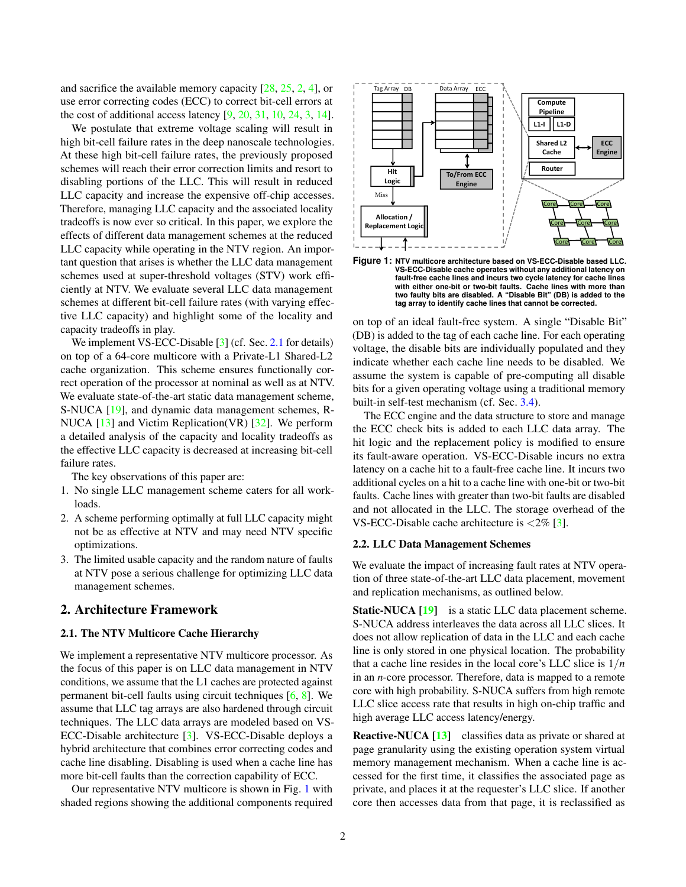and sacrifice the available memory capacity [28, 25, 2, 4], or use error correcting codes (ECC) to correct bit-cell errors at the cost of additional access latency [9, 20, 31, 10, 24, 3, 14].

We postulate that extreme voltage scaling will result in high bit-cell failure rates in the deep nanoscale technologies. At these high bit-cell failure rates, the previously proposed schemes will reach their error correction limits and resort to disabling portions of the LLC. This will result in reduced LLC capacity and increase the expensive off-chip accesses. Therefore, managing LLC capacity and the associated locality tradeoffs is now ever so critical. In this paper, we explore the effects of different data management schemes at the reduced LLC capacity while operating in the NTV region. An important question that arises is whether the LLC data management schemes used at super-threshold voltages (STV) work efficiently at NTV. We evaluate several LLC data management schemes at different bit-cell failure rates (with varying effective LLC capacity) and highlight some of the locality and capacity tradeoffs in play.

We implement VS-ECC-Disable [3] (cf. Sec. 2.1 for details) on top of a 64-core multicore with a Private-L1 Shared-L2 cache organization. This scheme ensures functionally correct operation of the processor at nominal as well as at NTV. We evaluate state-of-the-art static data management scheme, S-NUCA [19], and dynamic data management schemes, R-NUCA [13] and Victim Replication(VR) [32]. We perform a detailed analysis of the capacity and locality tradeoffs as the effective LLC capacity is decreased at increasing bit-cell failure rates.

The key observations of this paper are:

1. No single LLC management scheme caters for all workloads.
2. A scheme performing optimally at full LLC capacity might not be as effective at NTV and may need NTV specific optimizations.
3. The limited usable capacity and the random nature of faults at NTV pose a serious challenge for optimizing LLC data management schemes.

## 2. Architecture Framework

### 2.1. The NTV Multicore Cache Hierarchy

We implement a representative NTV multicore processor. As the focus of this paper is on LLC data management in NTV conditions, we assume that the L1 caches are protected against permanent bit-cell faults using circuit techniques [6, 8]. We assume that LLC tag arrays are also hardened through circuit techniques. The LLC data arrays are modeled based on VS-ECC-Disable architecture [3]. VS-ECC-Disable deploys a hybrid architecture that combines error correcting codes and cache line disabling. Disabling is used when a cache line has more bit-cell faults than the correction capability of ECC.

Our representative NTV multicore is shown in Fig. 1 with shaded regions showing the additional components required on top of an ideal fault-free system. A single "Disable Bit" (DB) is added to the tag of each cache line. For each operating voltage, the disable bits are individually populated and they indicate whether each cache line needs to be disabled. We assume the system is capable of pre-computing all disable bits for a given operating voltage using a traditional memory built-in self-test mechanism (cf. Sec. 3.4).

**Figure 1: NTV multicore architecture based on VS-ECC-Disable based LLC. VS-ECC-Disable cache operates without any additional latency on fault-free cache lines and incurs two cycle latency for cache lines with either one-bit or two-bit faults. Cache lines with more than two faulty bits are disabled. A "Disable Bit" (DB) is added to the tag array to identify cache lines that cannot be corrected.**

The ECC engine and the data structure to store and manage the ECC check bits is added to each LLC data array. The hit logic and the replacement policy is modified to ensure its fault-aware operation. VS-ECC-Disable incurs no extra latency on a cache hit to a fault-free cache line. It incurs two additional cycles on a hit to a cache line with one-bit or two-bit faults. Cache lines with greater than two-bit faults are disabled and not allocated in the LLC. The storage overhead of the VS-ECC-Disable cache architecture is $<2\%$ [3].

### 2.2. LLC Data Management Schemes

We evaluate the impact of increasing fault rates at NTV operation of three state-of-the-art LLC data placement, movement and replication mechanisms, as outlined below.

**Static-NUCA [19]** is a static LLC data placement scheme. S-NUCA address interleaves the data across all LLC slices. It does not allow replication of data in the LLC and each cache line is only stored in one physical location. The probability that a cache line resides in the local core's LLC slice is $1/n$ in an $n$-core processor. Therefore, data is mapped to a remote core with high probability. S-NUCA suffers from high remote LLC slice access rate that results in high on-chip traffic and high average LLC access latency/energy.

**Reactive-NUCA [13]** classifies data as private or shared at page granularity using the existing operating system virtual memory management mechanism. When a cache line is accessed for the first time, it classifies the associated page as private, and places it at the requester's LLC slice. If another core then accesses data from that page, it is reclassified as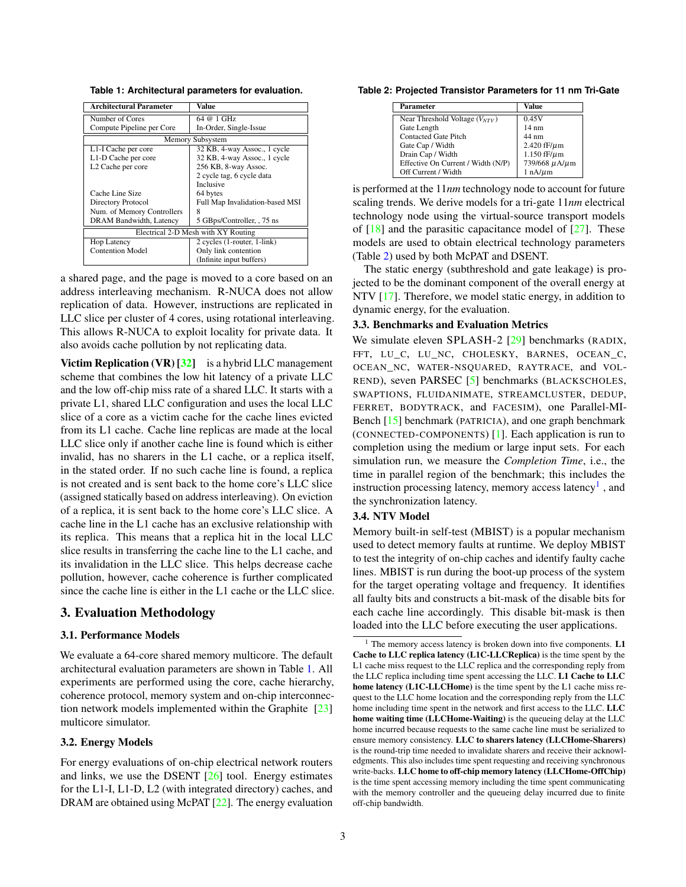**Table 1: Architectural parameters for evaluation.**

| Architectural Parameter | Value |
|---|---|
| Number of Cores | 64 @ 1 GHz |
| Compute Pipeline per Core | In-Order, Single-Issue |
| Memory Subsystem | |
| L1-I Cache per core | 32 KB, 4-way Assoc., 1 cycle |
| L1-D Cache per core | 32 KB, 4-way Assoc., 1 cycle |
| L2 Cache per core | 256 KB, 8-way Assoc. 2 cycle tag, 6 cycle data Inclusive |
| Cache Line Size | 64 bytes |
| Directory Protocol | Full Map Invalidation-based MSI |
| Num. of Memory Controllers | 8 |
| DRAM Bandwidth, Latency | 5 GBps/Controller, , 75 ns |
| Electrical 2-D Mesh with XY Routing | |
| Hop Latency | 2 cycles (1-router, 1-link) |
| Contention Model | Only link contention (Infinite input buffers) |

a shared page, and the page is moved to a core based on an address interleaving mechanism. R-NUCA does not allow replication of data. However, instructions are replicated in LLC slice per cluster of 4 cores, using rotational interleaving. This allows R-NUCA to exploit locality for private data. It also avoids cache pollution by not replicating data.

**Victim Replication (VR) [32]** is a hybrid LLC management scheme that combines the low hit latency of a private LLC and the low off-chip miss rate of a shared LLC. It starts with a private L1, shared LLC configuration and uses the local LLC slice of a core as a victim cache for the cache lines evicted from its L1 cache. Cache line replicas are made at the local LLC slice only if another cache line is found which is either invalid, has no sharers in the L1 cache, or a replica itself, in the stated order. If no such cache line is found, a replica is not created and is sent back to the home core's LLC slice (assigned statically based on address interleaving). On eviction of a replica, it is sent back to the home core's LLC slice. A cache line in the L1 cache has an exclusive relationship with its replica. This means that a replica hit in the local LLC slice results in transferring the cache line to the L1 cache, and its invalidation in the LLC slice. This helps decrease cache pollution, however, cache coherence is further complicated since the cache line is either in the L1 cache or the LLC slice.

## 3. Evaluation Methodology

### 3.1. Performance Models

We evaluate a 64-core shared memory multicore. The default architectural evaluation parameters are shown in Table 1. All experiments are performed using the core, cache hierarchy, coherence protocol, memory system and on-chip interconnection network models implemented within the Graphite [23] multicore simulator.

### 3.2. Energy Models

For energy evaluations of on-chip electrical network routers and links, we use the DSENT [26] tool. Energy estimates for the L1-I, L1-D, L2 (with integrated directory) caches, and DRAM are obtained using McPAT [22]. The energy evaluation is performed at the 11*nm* technology node to account for future scaling trends. We derive models for a tri-gate 11*nm* electrical technology node using the virtual-source transport models of [18] and the parasitic capacitance model of [27]. These models are used to obtain electrical technology parameters (Table 2) used by both McPAT and DSENT.

**Table 2: Projected Transistor Parameters for 11 nm Tri-Gate**

| Parameter | Value |
|---|---|
| Near Threshold Voltage ($V_{NTV}$) | 0.45V |
| Gate Length | 14 nm |
| Contacted Gate Pitch | 44 nm |
| Gate Cap / Width | 2.420 fF/$\mu$m |
| Drain Cap / Width | 1.150 fF/$\mu$m |
| Effective On Current / Width (N/P) | 739/668 $\mu$A/$\mu$m |
| Off Current / Width | 1 nA/$\mu$m |

The static energy (subthreshold and gate leakage) is projected to be the dominant component of the overall energy at NTV [17]. Therefore, we model static energy, in addition to dynamic energy, for the evaluation.

### 3.3. Benchmarks and Evaluation Metrics

We simulate eleven SPLASH-2 [29] benchmarks (RADIX, FFT, LU_C, LU_NC, CHOLESKY, BARNES, OCEAN_C, OCEAN_NC, WATER-NSQUARED, RAYTRACE, and VOLREND), seven PARSEC [5] benchmarks (BLACKSCHOLES, SWAPTIONS, FLUIDANIMATE, STREAMCLUSTER, DEDUP, FERRET, BODYTRACK, and FACESIM), one Parallel-MI-Bench [15] benchmark (PATRICIA), and one graph benchmark (CONNECTED-COMPONENTS) [1]. Each application is run to completion using the medium or large input sets. For each simulation run, we measure the *Completion Time*, i.e., the time in parallel region of the benchmark; this includes the instruction processing latency, memory access latency[1] , and the synchronization latency.

### 3.4. NTV Model

Memory built-in self-test (MBIST) is a popular mechanism used to detect memory faults at runtime. We deploy MBIST to test the integrity of on-chip caches and identify faulty cache lines. MBIST is run during the boot-up process of the system for the target operating voltage and frequency. It identifies all faulty bits and constructs a bit-mask of the disable bits for each cache line accordingly. This disable bit-mask is then loaded into the LLC before executing the user applications.

[1] The memory access latency is broken down into five components. **L1 Cache to LLC replica latency (L1C-LLCReplica)** is the time spent by the L1 cache miss request to the LLC replica and the corresponding reply from the LLC replica including time spent accessing the LLC. **L1 Cache to LLC home latency (L1C-LLCHome)** is the time spent by the L1 cache miss request to the LLC home location and the corresponding reply from the LLC home including time spent in the network and first access to the LLC. **LLC home waiting time (LLCHome-Waiting)** is the queueing delay at the LLC home incurred because requests to the same cache line must be serialized to ensure memory consistency. **LLC to sharers latency (LLCHome-Sharers)** is the round-trip time needed to invalidate sharers and receive their acknowledgments. This also includes time spent requesting and receiving synchronous write-backs. **LLC home to off-chip memory latency (LLCHome-OffChip)** is the time spent accessing memory including the time spent communicating with the memory controller and the queueing delay incurred due to finite off-chip bandwidth.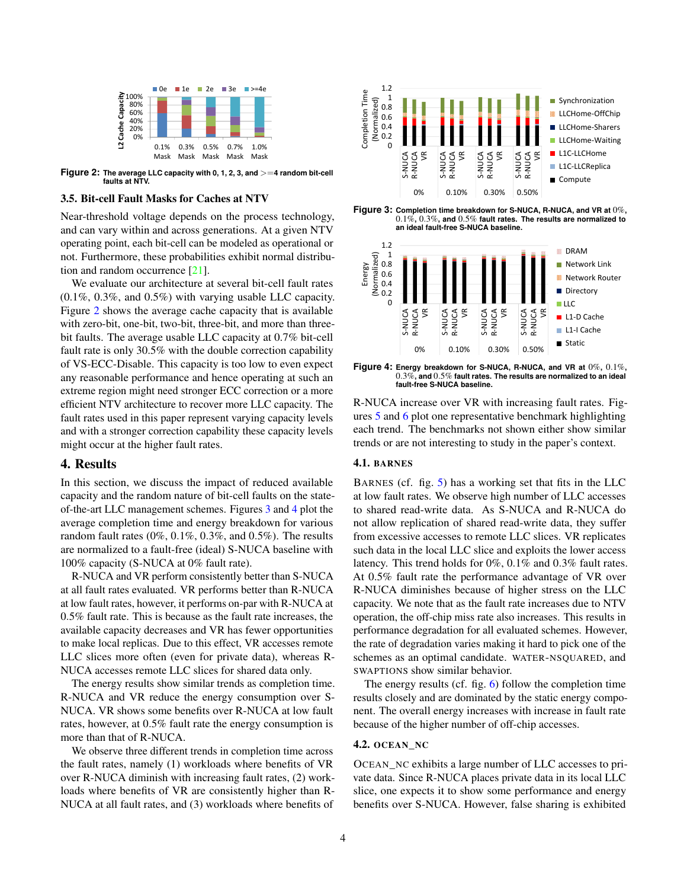**Figure 2:** The average LLC capacity with 0, 1, 2, 3, and >=4 random bit-cell faults at NTV.

### 3.5. Bit-cell Fault Masks for Caches at NTV

Near-threshold voltage depends on the process technology, and can vary within and across generations. At a given NTV operating point, each bit-cell can be modeled as operational or not. Furthermore, these probabilities exhibit normal distribution and random occurrence [21].

We evaluate our architecture at several bit-cell fault rates (0.1%, 0.3%, and 0.5%) with varying usable LLC capacity. Figure 2 shows the average cache capacity that is available with zero-bit, one-bit, two-bit, three-bit, and more than three-bit faults. The average usable LLC capacity at 0.7% bit-cell fault rate is only 30.5% with the double correction capability of VS-ECC-Disable. This capacity is too low to even expect any reasonable performance and hence operating at such an extreme region might need stronger ECC correction or a more efficient NTV architecture to recover more LLC capacity. The fault rates used in this paper represent varying capacity levels and with a stronger correction capability these capacity levels might occur at the higher fault rates.

## 4. Results

In this section, we discuss the impact of reduced available capacity and the random nature of bit-cell faults on the state-of-the-art LLC management schemes. Figures 3 and 4 plot the average completion time and energy breakdown for various random fault rates (0%, 0.1%, 0.3%, and 0.5%). The results are normalized to a fault-free (ideal) S-NUCA baseline with 100% capacity (S-NUCA at 0% fault rate).

R-NUCA and VR perform consistently better than S-NUCA at all fault rates evaluated. VR performs better than R-NUCA at low fault rates, however, it performs on-par with R-NUCA at 0.5% fault rate. This is because as the fault rate increases, the available capacity decreases and VR has fewer opportunities to make local replicas. Due to this effect, VR accesses remote LLC slices more often (even for private data), whereas R-NUCA accesses remote LLC slices for shared data only.

The energy results show similar trends as completion time. R-NUCA and VR reduce the energy consumption over S-NUCA. VR shows some benefits over R-NUCA at low fault rates, however, at 0.5% fault rate the energy consumption is more than that of R-NUCA.

We observe three different trends in completion time across the fault rates, namely (1) workloads where benefits of VR over R-NUCA diminish with increasing fault rates, (2) workloads where benefits of VR are consistently higher than R-NUCA at all fault rates, and (3) workloads where benefits of

**Figure 3:** Completion time breakdown for S-NUCA, R-NUCA, and VR at 0%, 0.1%, 0.3%, and 0.5% fault rates. The results are normalized to an ideal fault-free S-NUCA baseline.

**Figure 4:** Energy breakdown for S-NUCA, R-NUCA, and VR at 0%, 0.1%, 0.3%, and 0.5% fault rates. The results are normalized to an ideal fault-free S-NUCA baseline.

R-NUCA increase over VR with increasing fault rates. Figures 5 and 6 plot one representative benchmark highlighting each trend. The benchmarks not shown either show similar trends or are not interesting to study in the paper's context.

### 4.1. BARNES

BARNES (cf. fig. 5) has a working set that fits in the LLC at low fault rates. We observe high number of LLC accesses to shared read-write data. As S-NUCA and R-NUCA do not allow replication of shared read-write data, they suffer from excessive accesses to remote LLC slices. VR replicates such data in the local LLC slice and exploits the lower access latency. This trend holds for 0%, 0.1% and 0.3% fault rates. At 0.5% fault rate the performance advantage of VR over R-NUCA diminishes because of higher stress on the LLC capacity. We note that as the fault rate increases due to NTV operation, the off-chip miss rate also increases. This results in performance degradation for all evaluated schemes. However, the rate of degradation varies making it hard to pick one of the schemes as an optimal candidate. WATER-NSQUARED, and SWAPTIONS show similar behavior.

The energy results (cf. fig. 6) follow the completion time results closely and are dominated by the static energy component. The overall energy increases with increase in fault rate because of the higher number of off-chip accesses.

### 4.2. OCEAN_NC

OCEAN_NC exhibits a large number of LLC accesses to private data. Since R-NUCA places private data in its local LLC slice, one expects it to show some performance and energy benefits over S-NUCA. However, false sharing is exhibited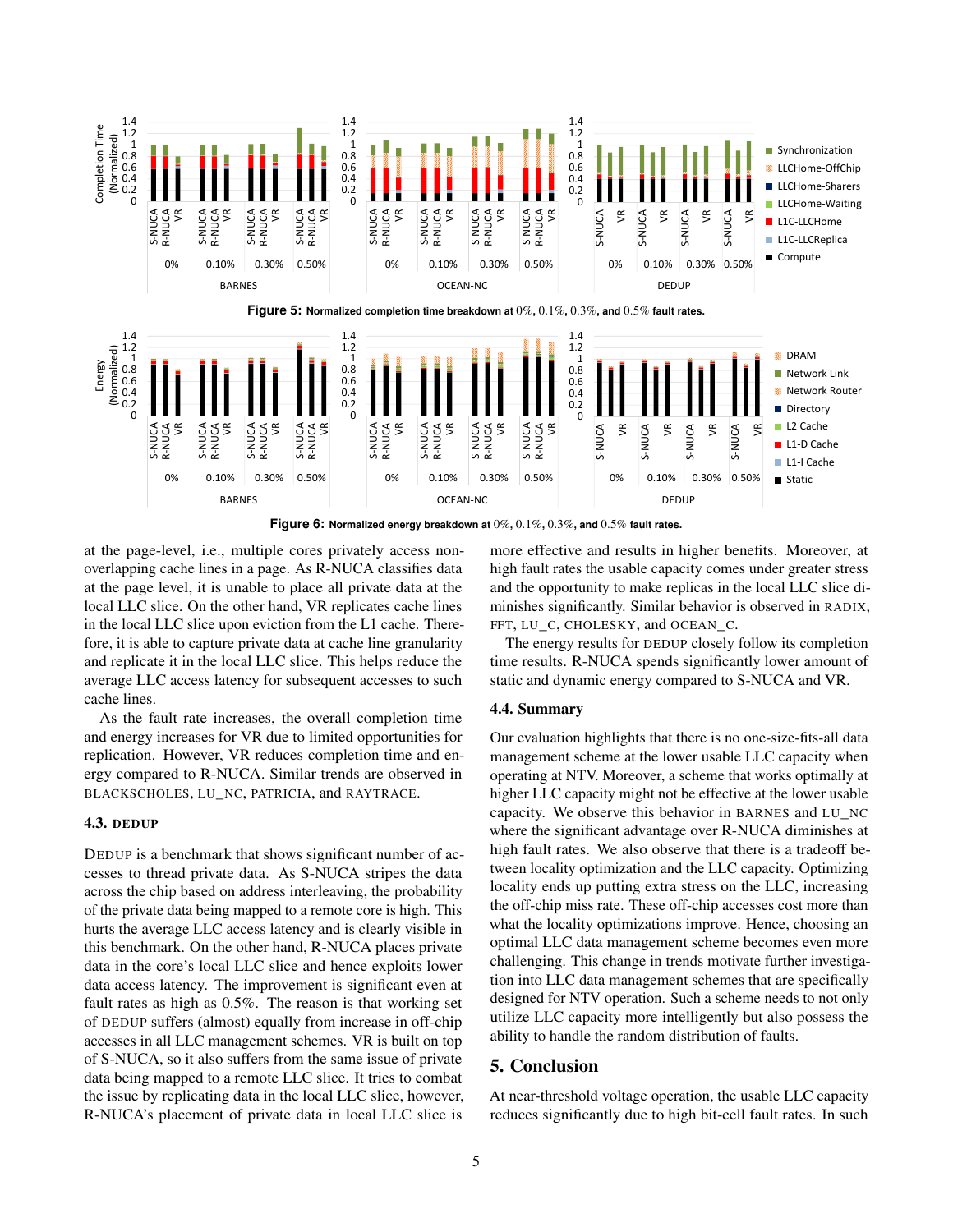**Figure 5:** Normalized completion time breakdown at $0\%$, $0.1\%$, $0.3\%$, and $0.5\%$ fault rates.

**Figure 6:** Normalized energy breakdown at $0\%$, $0.1\%$, $0.3\%$, and $0.5\%$ fault rates.

at the page-level, i.e., multiple cores privately access non-overlapping cache lines in a page. As R-NUCA classifies data at the page level, it is unable to place all private data at the local LLC slice. On the other hand, VR replicates cache lines in the local LLC slice upon eviction from the L1 cache. Therefore, it is able to capture private data at cache line granularity and replicate it in the local LLC slice. This helps reduce the average LLC access latency for subsequent accesses to such cache lines.

As the fault rate increases, the overall completion time and energy increases for VR due to limited opportunities for replication. However, VR reduces completion time and energy compared to R-NUCA. Similar trends are observed in BLACKSCHOLES, LU_NC, PATRICIA, and RAYTRACE.

### 4.3. DEDUP

DEDUP is a benchmark that shows significant number of accesses to thread private data. As S-NUCA stripes the data across the chip based on address interleaving, the probability of the private data being mapped to a remote core is high. This hurts the average LLC access latency and is clearly visible in this benchmark. On the other hand, R-NUCA places private data in the core's local LLC slice and hence exploits lower data access latency. The improvement is significant even at fault rates as high as 0.5%. The reason is that working set of DEDUP suffers (almost) equally from increase in off-chip accesses in all LLC management schemes. VR is built on top of S-NUCA, so it also suffers from the same issue of private data being mapped to a remote LLC slice. It tries to combat the issue by replicating data in the local LLC slice, however, R-NUCA's placement of private data in local LLC slice is more effective and results in higher benefits. Moreover, at high fault rates the usable capacity comes under greater stress and the opportunity to make replicas in the local LLC slice diminishes significantly. Similar behavior is observed in RADIX, FFT, LU_C, CHOLESKY, and OCEAN_C.

The energy results for DEDUP closely follow its completion time results. R-NUCA spends significantly lower amount of static and dynamic energy compared to S-NUCA and VR.

### 4.4. Summary

Our evaluation highlights that there is no one-size-fits-all data management scheme at the lower usable LLC capacity when operating at NTV. Moreover, a scheme that works optimally at higher LLC capacity might not be effective at the lower usable capacity. We observe this behavior in BARNES and LU_NC where the significant advantage over R-NUCA diminishes at high fault rates. We also observe that there is a tradeoff between locality optimization and the LLC capacity. Optimizing locality ends up putting extra stress on the LLC, increasing the off-chip miss rate. These off-chip accesses cost more than what the locality optimizations improve. Hence, choosing an optimal LLC data management scheme becomes even more challenging. This change in trends motivate further investigation into LLC data management schemes that are specifically designed for NTV operation. Such a scheme needs to not only utilize LLC capacity more intelligently but also possess the ability to handle the random distribution of faults.

## 5. Conclusion

At near-threshold voltage operation, the usable LLC capacity reduces significantly due to high bit-cell fault rates. In such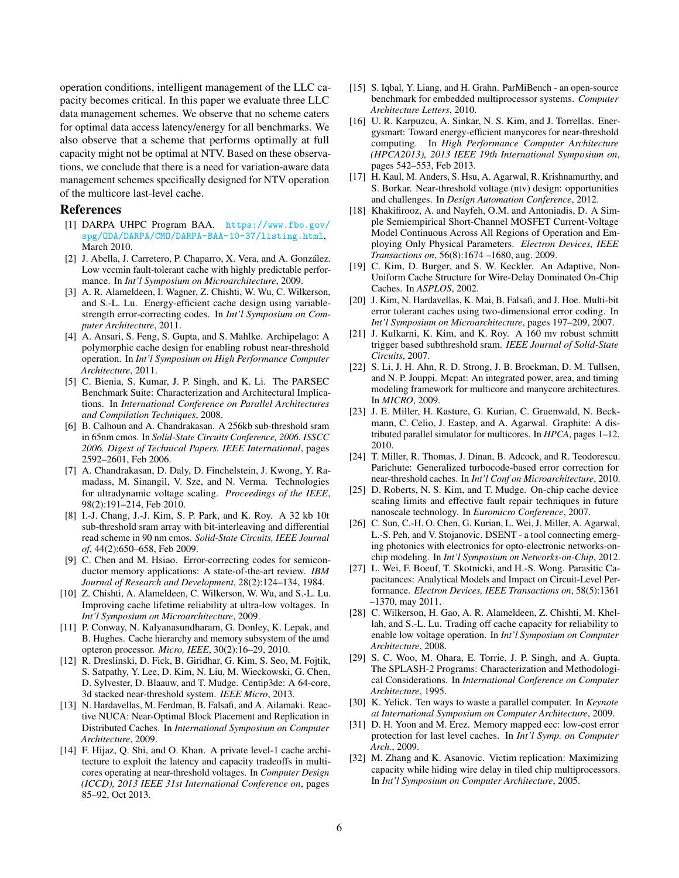operation conditions, intelligent management of the LLC capacity becomes critical. In this paper we evaluate three LLC data management schemes. We observe that no scheme caters for optimal data access latency/energy for all benchmarks. We also observe that a scheme that performs optimally at full capacity might not be optimal at NTV. Based on these observations, we conclude that there is a need for variation-aware data management schemes specifically designed for NTV operation of the multicore last-level cache.

## References

[1] DARPA UHPC Program BAA. https://www.fbo.gov/spg/ODA/DARPA/CMO/DARPA-BAA-10-37/listing.html, March 2010.

[2] J. Abella, J. Carretero, P. Chaparro, X. Vera, and A. González. Low vccmin fault-tolerant cache with highly predictable performance. In *Int'l Symposium on Microarchitecture*, 2009.

[3] A. R. Alameldeen, I. Wagner, Z. Chishti, W. Wu, C. Wilkerson, and S.-L. Lu. Energy-efficient cache design using variable-strength error-correcting codes. In *Int'l Symposium on Computer Architecture*, 2011.

[4] A. Ansari, S. Feng, S. Gupta, and S. Mahlke. Archipelago: A polymorphic cache design for enabling robust near-threshold operation. In *Int'l Symposium on High Performance Computer Architecture*, 2011.

[5] C. Bienia, S. Kumar, J. P. Singh, and K. Li. The PARSEC Benchmark Suite: Characterization and Architectural Implications. In *International Conference on Parallel Architectures and Compilation Techniques*, 2008.

[6] B. Calhoun and A. Chandrakasan. A 256kb sub-threshold sram in 65nm cmos. In *Solid-State Circuits Conference, 2006. ISSCC 2006. Digest of Technical Papers. IEEE International*, pages 2592–2601, Feb 2006.

[7] A. Chandrakasan, D. Daly, D. Finchelstein, J. Kwong, Y. Ramadass, M. Sinangil, V. Sze, and N. Verma. Technologies for ultradynamic voltage scaling. *Proceedings of the IEEE*, 98(2):191–214, Feb 2010.

[8] I.-J. Chang, J.-J. Kim, S. P. Park, and K. Roy. A 32 kb 10t sub-threshold sram array with bit-interleaving and differential read scheme in 90 nm cmos. *Solid-State Circuits, IEEE Journal of*, 44(2):650–658, Feb 2009.

[9] C. Chen and M. Hsiao. Error-correcting codes for semiconductor memory applications: A state-of-the-art review. *IBM Journal of Research and Development*, 28(2):124–134, 1984.

[10] Z. Chishti, A. Alameldeen, C. Wilkerson, W. Wu, and S.-L. Lu. Improving cache lifetime reliability at ultra-low voltages. In *Int'l Symposium on Microarchitecture*, 2009.

[11] P. Conway, N. Kalyanasundharam, G. Donley, K. Lepak, and B. Hughes. Cache hierarchy and memory subsystem of the amd opteron processor. *Micro, IEEE*, 30(2):16–29, 2010.

[12] R. Dreslinski, D. Fick, B. Giridhar, G. Kim, S. Seo, M. Fojtik, S. Satpathy, Y. Lee, D. Kim, N. Liu, M. Wieckowski, G. Chen, D. Sylvester, D. Blaauw, and T. Mudge. Centip3de: A 64-core, 3d stacked near-threshold system. *IEEE Micro*, 2013.

[13] N. Hardavellas, M. Ferdman, B. Falsafi, and A. Ailamaki. Reactive NUCA: Near-Optimal Block Placement and Replication in Distributed Caches. In *International Symposium on Computer Architecture*, 2009.

[14] F. Hijaz, Q. Shi, and O. Khan. A private level-1 cache architecture to exploit the latency and capacity tradeoffs in multicores operating at near-threshold voltages. In *Computer Design (ICCD), 2013 IEEE 31st International Conference on*, pages 85–92, Oct 2013.

[15] S. Iqbal, Y. Liang, and H. Grahn. ParMiBench - an open-source benchmark for embedded multiprocessor systems. *Computer Architecture Letters*, 2010.

[16] U. R. Karpuzcu, A. Sinkar, N. S. Kim, and J. Torrellas. Energysmart: Toward energy-efficient manycores for near-threshold computing. In *High Performance Computer Architecture (HPCA2013), 2013 IEEE 19th International Symposium on*, pages 542–553, Feb 2013.

[17] H. Kaul, M. Anders, S. Hsu, A. Agarwal, R. Krishnamurthy, and S. Borkar. Near-threshold voltage (ntv) design: opportunities and challenges. In *Design Automation Conference*, 2012.

[18] Khakifirooz, A. and Nayfeh, O.M. and Antoniadis, D. A Simple Semiempirical Short-Channel MOSFET Current-Voltage Model Continuous Across All Regions of Operation and Employing Only Physical Parameters. *Electron Devices, IEEE Transactions on*, 56(8):1674 –1680, aug. 2009.

[19] C. Kim, D. Burger, and S. W. Keckler. An Adaptive, Non-Uniform Cache Structure for Wire-Delay Dominated On-Chip Caches. In *ASPLOS*, 2002.

[20] J. Kim, N. Hardavellas, K. Mai, B. Falsafi, and J. Hoe. Multi-bit error tolerant caches using two-dimensional error coding. In *Int'l Symposium on Microarchitecture*, pages 197–209, 2007.

[21] J. Kulkarni, K. Kim, and K. Roy. A 160 mv robust schmitt trigger based subthreshold sram. *IEEE Journal of Solid-State Circuits*, 2007.

[22] S. Li, J. H. Ahn, R. D. Strong, J. B. Brockman, D. M. Tullsen, and N. P. Jouppi. Mcpat: An integrated power, area, and timing modeling framework for multicore and manycore architectures. In *MICRO*, 2009.

[23] J. E. Miller, H. Kasture, G. Kurian, C. Gruenwald, N. Beckmann, C. Celio, J. Eastep, and A. Agarwal. Graphite: A distributed parallel simulator for multicores. In *HPCA*, pages 1–12, 2010.

[24] T. Miller, R. Thomas, J. Dinan, B. Adcock, and R. Teodorescu. Parichute: Generalized turbocode-based error correction for near-threshold caches. In *Int'l Conf on Microarchitecture*, 2010.

[25] D. Roberts, N. S. Kim, and T. Mudge. On-chip cache device scaling limits and effective fault repair techniques in future nanoscale technology. In *Euromicro Conference*, 2007.

[26] C. Sun, C.-H. O. Chen, G. Kurian, L. Wei, J. Miller, A. Agarwal, L.-S. Peh, and V. Stojanovic. DSENT - a tool connecting emerging photonics with electronics for opto-electronic networks-on-chip modeling. In *Int'l Symposium on Networks-on-Chip*, 2012.

[27] L. Wei, F. Boeuf, T. Skotnicki, and H.-S. Wong. Parasitic Capacitances: Analytical Models and Impact on Circuit-Level Performance. *Electron Devices, IEEE Transactions on*, 58(5):1361 –1370, may 2011.

[28] C. Wilkerson, H. Gao, A. R. Alameldeen, Z. Chishti, M. Khellah, and S.-L. Lu. Trading off cache capacity for reliability to enable low voltage operation. In *Int'l Symposium on Computer Architecture*, 2008.

[29] S. C. Woo, M. Ohara, E. Torrie, J. P. Singh, and A. Gupta. The SPLASH-2 Programs: Characterization and Methodological Considerations. In *International Conference on Computer Architecture*, 1995.

[30] K. Yelick. Ten ways to waste a parallel computer. In *Keynote at International Symposium on Computer Architecture*, 2009.

[31] D. H. Yoon and M. Erez. Memory mapped ecc: low-cost error protection for last level caches. In *Int'l Symp. on Computer Arch.*, 2009.

[32] M. Zhang and K. Asanovic. Victim replication: Maximizing capacity while hiding wire delay in tiled chip multiprocessors. In *Int'l Symposium on Computer Architecture*, 2005.